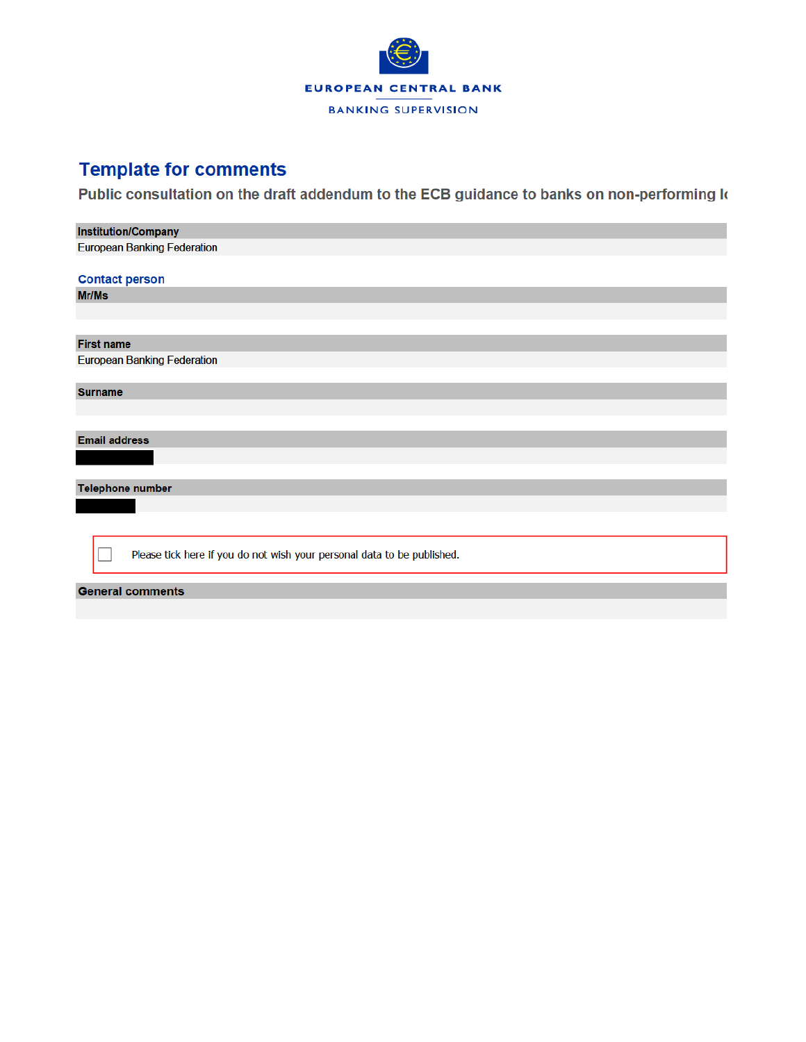EUROPEAN CENTRAL BANK

BANKING SUPERVISION

# Template for comments

## Public consultation on the draft addendum to the ECB guidance to banks on non-performing lo

**Institution/Company**

European Banking Federation

**Contact person**

**Mr/Ms**

**First name**

European Banking Federation

**Surname**

**Email address**

**Telephone number**

☐ Please tick here if you do not wish your personal data to be published.

**General comments**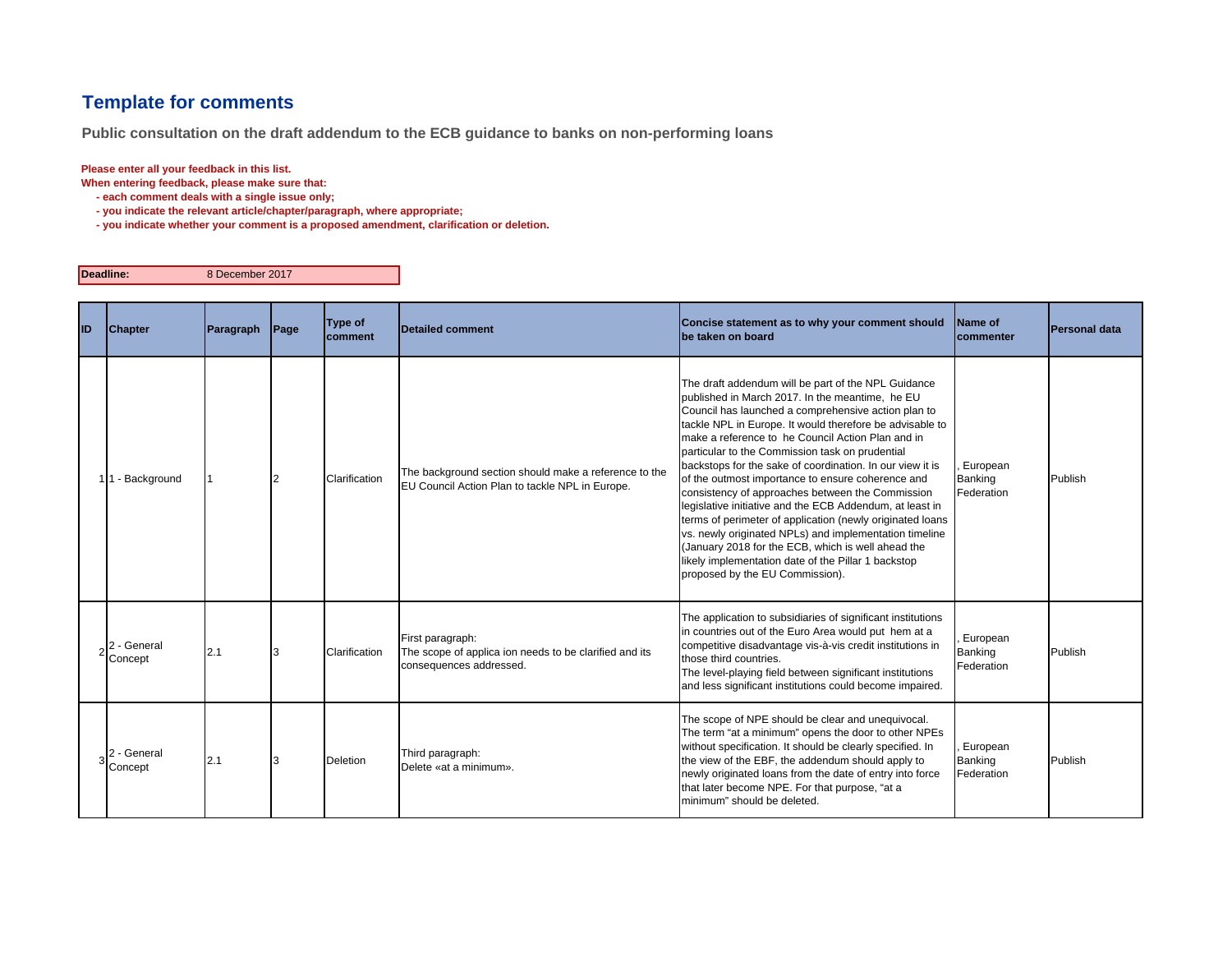## Template for comments

**Public consultation on the draft addendum to the ECB guidance to banks on non-performing loans**

**Please enter all your feedback in this list.**
**When entering feedback, please make sure that:**
- **each comment deals with a single issue only;**
- **you indicate the relevant article/chapter/paragraph, where appropriate;**
- **you indicate whether your comment is a proposed amendment, clarification or deletion.**

| **Deadline:** | 8 December 2017 |
|---|---|

| ID | Chapter | Paragraph | Page | Type of comment | Detailed comment | Concise statement as to why your comment should be taken on board | Name of commenter | Personal data |
|---|---|---|---|---|---|---|---|---|
| 1 | 1 - Background | 1 | 2 | Clarification | The background section should make a reference to the EU Council Action Plan to tackle NPL in Europe. | The draft addendum will be part of the NPL Guidance published in March 2017. In the meantime, he EU Council has launched a comprehensive action plan to tackle NPL in Europe. It would therefore be advisable to make a reference to he Council Action Plan and in particular to the Commission task on prudential backstops for the sake of coordination. In our view it is of the outmost importance to ensure coherence and consistency of approaches between the Commission legislative initiative and the ECB Addendum, at least in terms of perimeter of application (newly originated loans vs. newly originated NPLs) and implementation timeline (January 2018 for the ECB, which is well ahead the likely implementation date of the Pillar 1 backstop proposed by the EU Commission). | , European Banking Federation | Publish |
| 2 | 2 - General Concept | 2.1 | 3 | Clarification | First paragraph:<br>The scope of applica ion needs to be clarified and its consequences addressed. | The application to subsidiaries of significant institutions in countries out of the Euro Area would put hem at a competitive disadvantage vis-à-vis credit institutions in those third countries.<br>The level-playing field between significant institutions and less significant institutions could become impaired. | , European Banking Federation | Publish |
| 3 | 2 - General Concept | 2.1 | 3 | Deletion | Third paragraph:<br>Delete «at a minimum». | The scope of NPE should be clear and unequivocal. The term "at a minimum" opens the door to other NPEs without specification. It should be clearly specified. In the view of the EBF, the addendum should apply to newly originated loans from the date of entry into force that later become NPE. For that purpose, "at a minimum" should be deleted. | , European Banking Federation | Publish |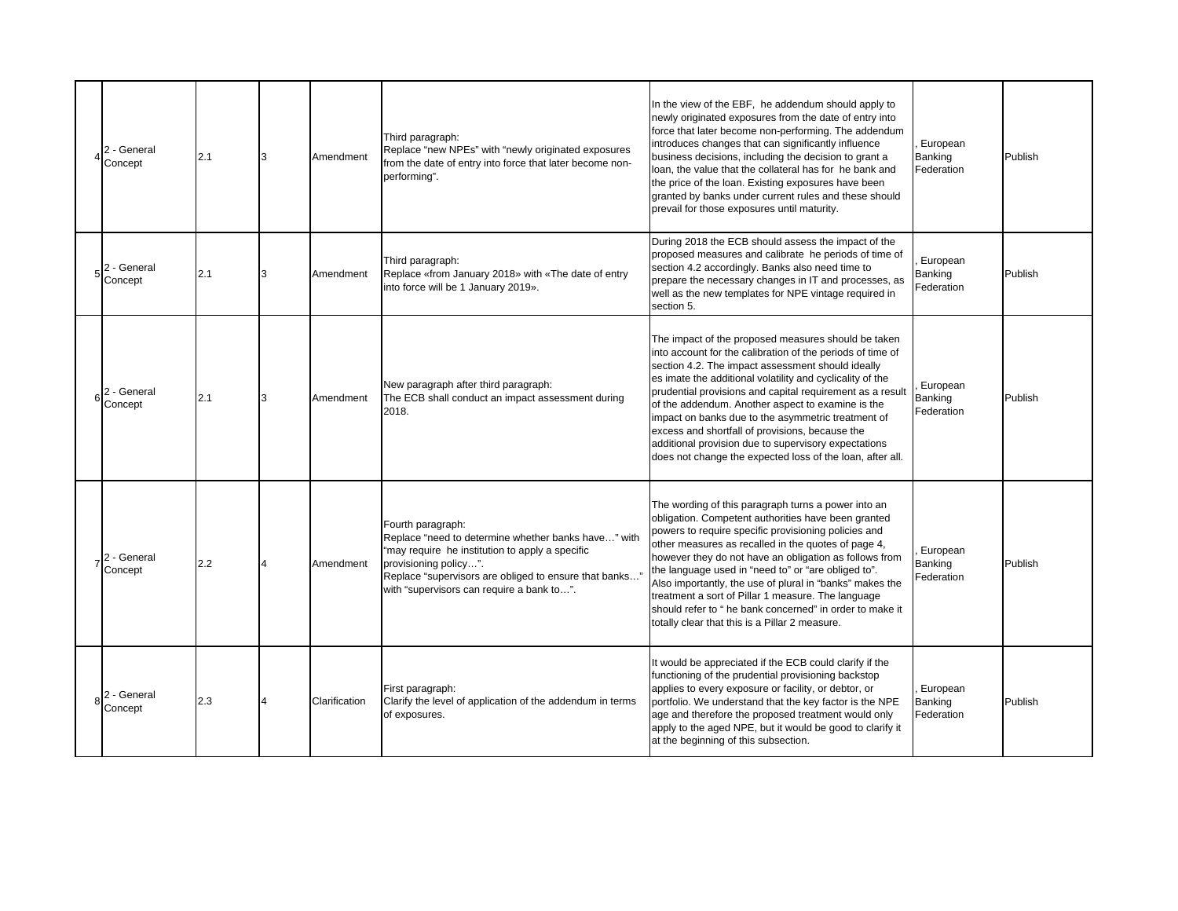| | | | | | | | | |
|---|---|---|---|---|---|---|---|---|
| 4 | 2 - General Concept | 2.1 | 3 | Amendment | Third paragraph: Replace “new NPEs” with “newly originated exposures from the date of entry into force that later become non-performing”. | In the view of the EBF,  he addendum should apply to newly originated exposures from the date of entry into force that later become non-performing. The addendum introduces changes that can significantly influence business decisions, including the decision to grant a loan, the value that the collateral has for  he bank and the price of the loan. Existing exposures have been granted by banks under current rules and these should prevail for those exposures until maturity. | , European Banking Federation | Publish |
| 5 | 2 - General Concept | 2.1 | 3 | Amendment | Third paragraph: Replace «from January 2018» with «The date of entry into force will be 1 January 2019». | During 2018 the ECB should assess the impact of the proposed measures and calibrate  he periods of time of section 4.2 accordingly. Banks also need time to prepare the necessary changes in IT and processes, as well as the new templates for NPE vintage required in section 5. | , European Banking Federation | Publish |
| 6 | 2 - General Concept | 2.1 | 3 | Amendment | New paragraph after third paragraph: The ECB shall conduct an impact assessment during 2018. | The impact of the proposed measures should be taken into account for the calibration of the periods of time of section 4.2. The impact assessment should ideally es imate the additional volatility and cyclicality of the prudential provisions and capital requirement as a result of the addendum. Another aspect to examine is the impact on banks due to the asymmetric treatment of excess and shortfall of provisions, because the additional provision due to supervisory expectations does not change the expected loss of the loan, after all. | , European Banking Federation | Publish |
| 7 | 2 - General Concept | 2.2 | 4 | Amendment | Fourth paragraph: Replace “need to determine whether banks have…” with “may require  he institution to apply a specific provisioning policy…”. Replace “supervisors are obliged to ensure that banks…” with “supervisors can require a bank to…”. | The wording of this paragraph turns a power into an obligation. Competent authorities have been granted powers to require specific provisioning policies and other measures as recalled in the quotes of page 4, however they do not have an obligation as follows from the language used in “need to” or “are obliged to”. Also importantly, the use of plural in “banks” makes the treatment a sort of Pillar 1 measure. The language should refer to “ he bank concerned” in order to make it totally clear that this is a Pillar 2 measure. | , European Banking Federation | Publish |
| 8 | 2 - General Concept | 2.3 | 4 | Clarification | First paragraph: Clarify the level of application of the addendum in terms of exposures. | It would be appreciated if the ECB could clarify if the functioning of the prudential provisioning backstop applies to every exposure or facility, or debtor, or portfolio. We understand that the key factor is the NPE age and therefore the proposed treatment would only apply to the aged NPE, but it would be good to clarify it at the beginning of this subsection. | , European Banking Federation | Publish |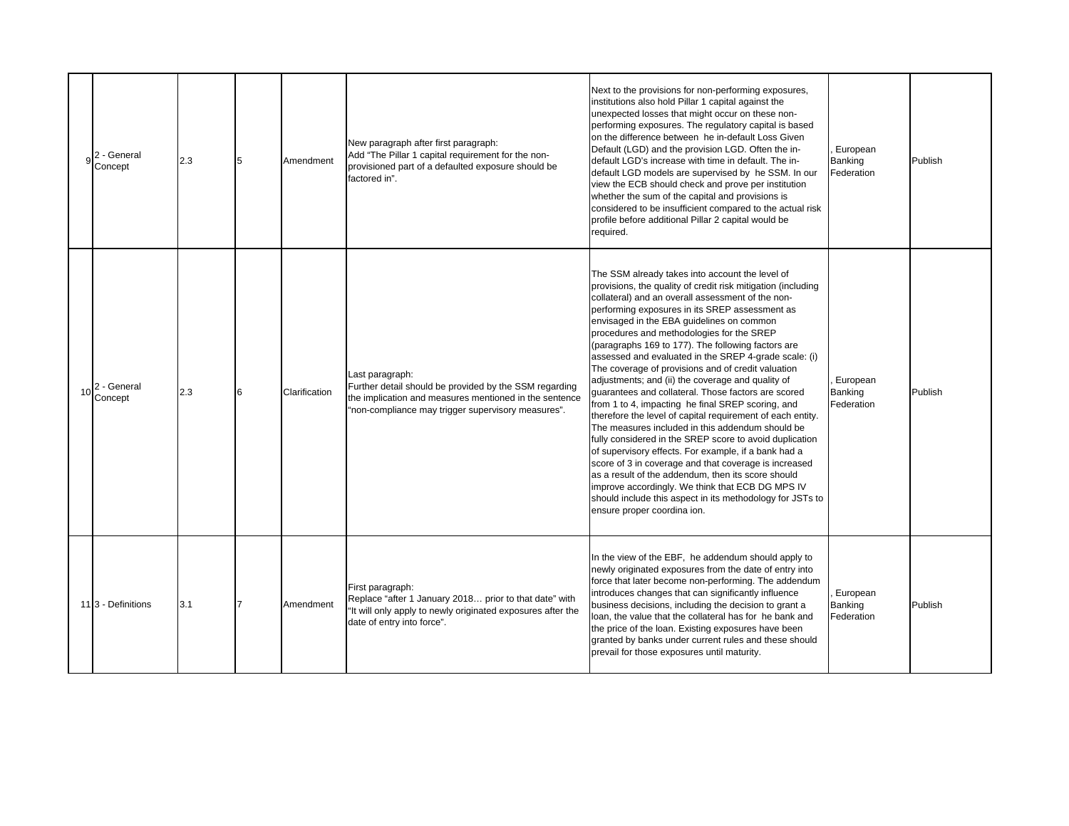| 9 | 2 - General Concept | 2.3 | 5 | Amendment | New paragraph after first paragraph: Add "The Pillar 1 capital requirement for the non-provisioned part of a defaulted exposure should be factored in". | Next to the provisions for non-performing exposures, institutions also hold Pillar 1 capital against the unexpected losses that might occur on these non-performing exposures. The regulatory capital is based on the difference between he in-default Loss Given Default (LGD) and the provision LGD. Often the in-default LGD's increase with time in default. The in-default LGD models are supervised by he SSM. In our view the ECB should check and prove per institution whether the sum of the capital and provisions is considered to be insufficient compared to the actual risk profile before additional Pillar 2 capital would be required. | , European Banking Federation | Publish |
|---|---|---|---|---|---|---|---|---|
| 10 | 2 - General Concept | 2.3 | 6 | Clarification | Last paragraph: Further detail should be provided by the SSM regarding the implication and measures mentioned in the sentence "non-compliance may trigger supervisory measures". | The SSM already takes into account the level of provisions, the quality of credit risk mitigation (including collateral) and an overall assessment of the non-performing exposures in its SREP assessment as envisaged in the EBA guidelines on common procedures and methodologies for the SREP (paragraphs 169 to 177). The following factors are assessed and evaluated in the SREP 4-grade scale: (i) The coverage of provisions and of credit valuation adjustments; and (ii) the coverage and quality of guarantees and collateral. Those factors are scored from 1 to 4, impacting he final SREP scoring, and therefore the level of capital requirement of each entity. The measures included in this addendum should be fully considered in the SREP score to avoid duplication of supervisory effects. For example, if a bank had a score of 3 in coverage and that coverage is increased as a result of the addendum, then its score should improve accordingly. We think that ECB DG MPS IV should include this aspect in its methodology for JSTs to ensure proper coordina ion. | , European Banking Federation | Publish |
| 11 | 3 - Definitions | 3.1 | 7 | Amendment | First paragraph: Replace "after 1 January 2018… prior to that date" with "It will only apply to newly originated exposures after the date of entry into force". | In the view of the EBF, he addendum should apply to newly originated exposures from the date of entry into force that later become non-performing. The addendum introduces changes that can significantly influence business decisions, including the decision to grant a loan, the value that the collateral has for he bank and the price of the loan. Existing exposures have been granted by banks under current rules and these should prevail for those exposures until maturity. | , European Banking Federation | Publish |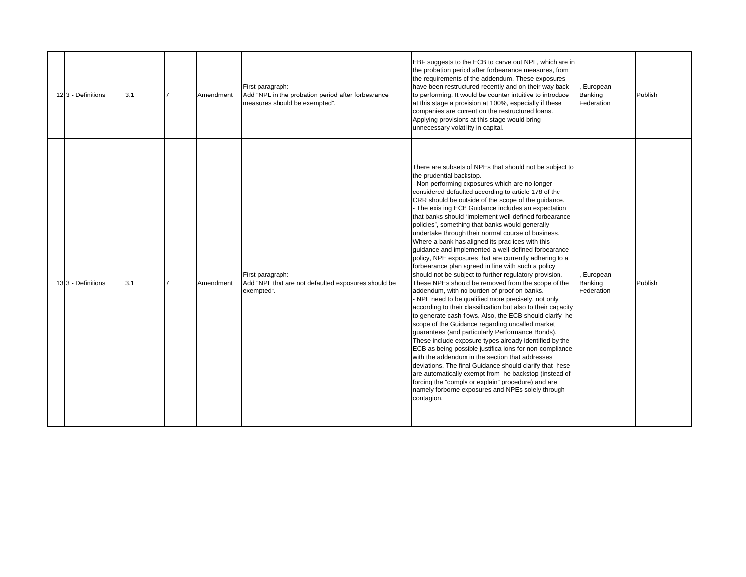| | | | | | | | | |
|---|---|---|---|---|---|---|---|---|
| 12 | 3 - Definitions | 3.1 | 7 | Amendment | First paragraph:<br>Add "NPL in the probation period after forbearance measures should be exempted". | EBF suggests to the ECB to carve out NPL, which are in the probation period after forbearance measures, from the requirements of the addendum. These exposures have been restructured recently and on their way back to performing. It would be counter intuitive to introduce at this stage a provision at 100%, especially if these companies are current on the restructured loans. Applying provisions at this stage would bring unnecessary volatility in capital. | , European Banking Federation | Publish |
| 13 | 3 - Definitions | 3.1 | 7 | Amendment | First paragraph:<br>Add "NPL that are not defaulted exposures should be exempted". | There are subsets of NPEs that should not be subject to the prudential backstop.<br>- Non performing exposures which are no longer considered defaulted according to article 178 of the CRR should be outside of the scope of the guidance.<br>- The exis ing ECB Guidance includes an expectation that banks should "implement well-defined forbearance policies", something that banks would generally undertake through their normal course of business. Where a bank has aligned its prac ices with this guidance and implemented a well-defined forbearance policy, NPE exposures hat are currently adhering to a forbearance plan agreed in line with such a policy should not be subject to further regulatory provision. These NPEs should be removed from the scope of the addendum, with no burden of proof on banks.<br>- NPL need to be qualified more precisely, not only according to their classification but also to their capacity to generate cash-flows. Also, the ECB should clarify he scope of the Guidance regarding uncalled market guarantees (and particularly Performance Bonds). These include exposure types already identified by the ECB as being possible justifica ions for non-compliance with the addendum in the section that addresses deviations. The final Guidance should clarify that hese are automatically exempt from he backstop (instead of forcing the "comply or explain" procedure) and are namely forborne exposures and NPEs solely through contagion. | , European Banking Federation | Publish |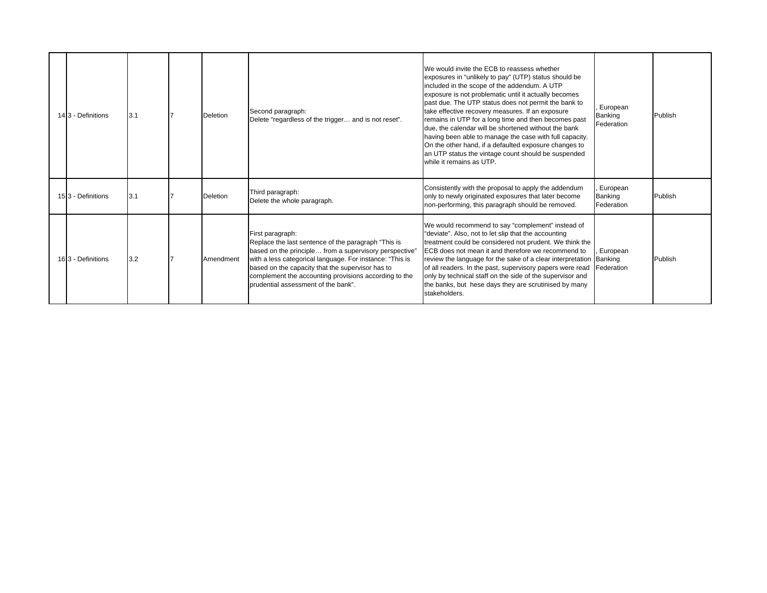| 14 | 3 - Definitions | 3.1 | 7 | Deletion | Second paragraph:<br>Delete “regardless of the trigger… and is not reset”. | We would invite the ECB to reassess whether exposures in “unlikely to pay” (UTP) status should be included in the scope of the addendum. A UTP exposure is not problematic until it actually becomes past due. The UTP status does not permit the bank to take effective recovery measures. If an exposure remains in UTP for a long time and then becomes past due, the calendar will be shortened without the bank having been able to manage the case with full capacity. On the other hand, if a defaulted exposure changes to an UTP status the vintage count should be suspended while it remains as UTP. | , European Banking Federation | Publish |
|---|---|---|---|---|---|---|---|---|
| 15 | 3 - Definitions | 3.1 | 7 | Deletion | Third paragraph:<br>Delete the whole paragraph. | Consistently with the proposal to apply the addendum only to newly originated exposures that later become non-performing, this paragraph should be removed. | , European Banking Federation | Publish |
| 16 | 3 - Definitions | 3.2 | 7 | Amendment | First paragraph:<br>Replace the last sentence of the paragraph “This is based on the principle… from a supervisory perspective” with a less categorical language. For instance: “This is based on the capacity that the supervisor has to complement the accounting provisions according to the prudential assessment of the bank”. | We would recommend to say “complement” instead of “deviate”. Also, not to let slip that the accounting treatment could be considered not prudent. We think the ECB does not mean it and therefore we recommend to review the language for the sake of a clear interpretation of all readers. In the past, supervisory papers were read only by technical staff on the side of the supervisor and the banks, but hese days they are scrutinised by many stakeholders. | , European Banking Federation | Publish |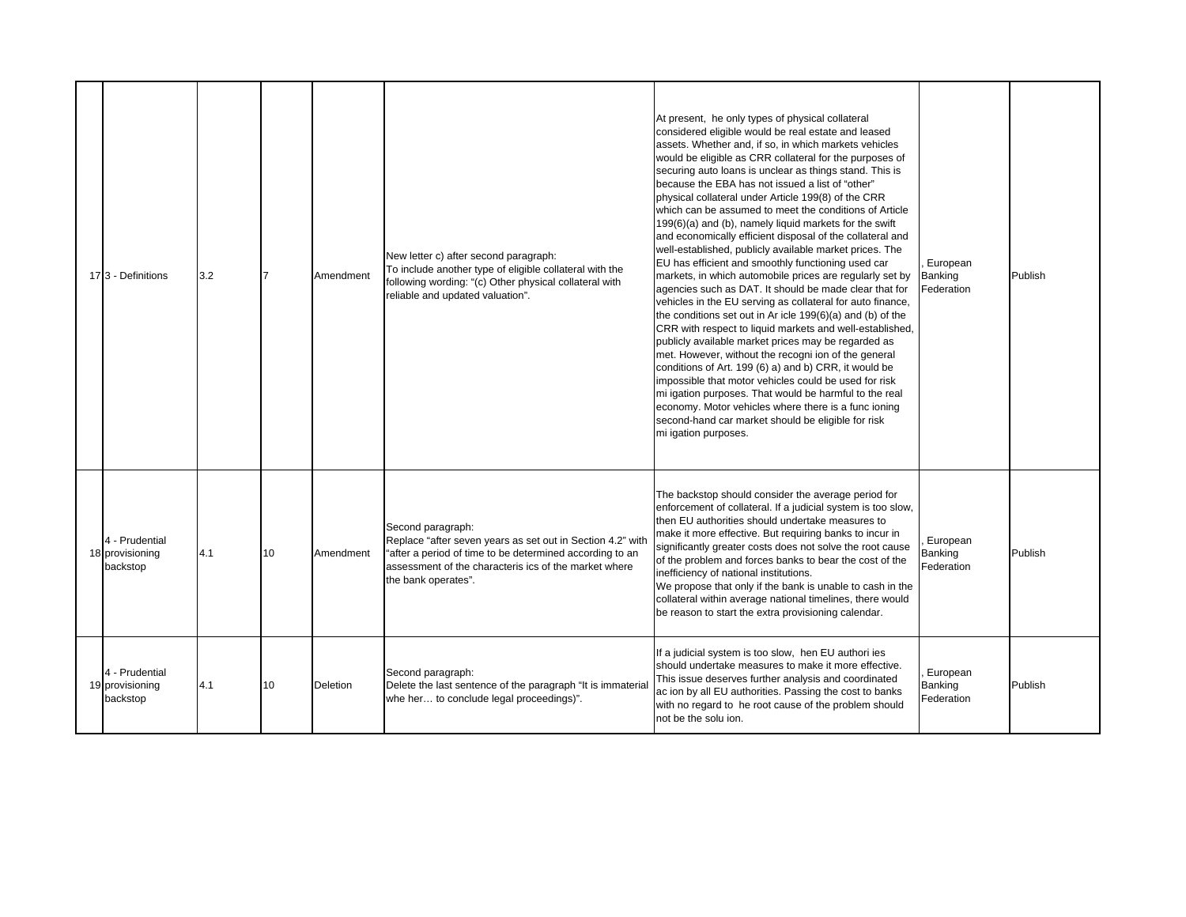| | | | | | | | | |
|---|---|---|---|---|---|---|---|---|
| 17 | 3 - Definitions | 3.2 | 7 | Amendment | New letter c) after second paragraph:<br>To include another type of eligible collateral with the following wording: "(c) Other physical collateral with reliable and updated valuation". | At present, he only types of physical collateral considered eligible would be real estate and leased assets. Whether and, if so, in which markets vehicles would be eligible as CRR collateral for the purposes of securing auto loans is unclear as things stand. This is because the EBA has not issued a list of "other" physical collateral under Article 199(8) of the CRR which can be assumed to meet the conditions of Article 199(6)(a) and (b), namely liquid markets for the swift and economically efficient disposal of the collateral and well-established, publicly available market prices. The EU has efficient and smoothly functioning used car markets, in which automobile prices are regularly set by agencies such as DAT. It should be made clear that for vehicles in the EU serving as collateral for auto finance, the conditions set out in Ar icle 199(6)(a) and (b) of the CRR with respect to liquid markets and well-established, publicly available market prices may be regarded as met. However, without the recogni ion of the general conditions of Art. 199 (6) a) and b) CRR, it would be impossible that motor vehicles could be used for risk mi igation purposes. That would be harmful to the real economy. Motor vehicles where there is a func ioning second-hand car market should be eligible for risk mi igation purposes. | , European Banking Federation | Publish |
| 18 | 4 - Prudential provisioning backstop | 4.1 | 10 | Amendment | Second paragraph:<br>Replace "after seven years as set out in Section 4.2" with "after a period of time to be determined according to an assessment of the characteris ics of the market where the bank operates". | The backstop should consider the average period for enforcement of collateral. If a judicial system is too slow, then EU authorities should undertake measures to make it more effective. But requiring banks to incur in significantly greater costs does not solve the root cause of the problem and forces banks to bear the cost of the inefficiency of national institutions.<br>We propose that only if the bank is unable to cash in the collateral within average national timelines, there would be reason to start the extra provisioning calendar. | , European Banking Federation | Publish |
| 19 | 4 - Prudential provisioning backstop | 4.1 | 10 | Deletion | Second paragraph:<br>Delete the last sentence of the paragraph "It is immaterial whe her… to conclude legal proceedings)". | If a judicial system is too slow, hen EU authori ies should undertake measures to make it more effective. This issue deserves further analysis and coordinated ac ion by all EU authorities. Passing the cost to banks with no regard to he root cause of the problem should not be the solu ion. | , European Banking Federation | Publish |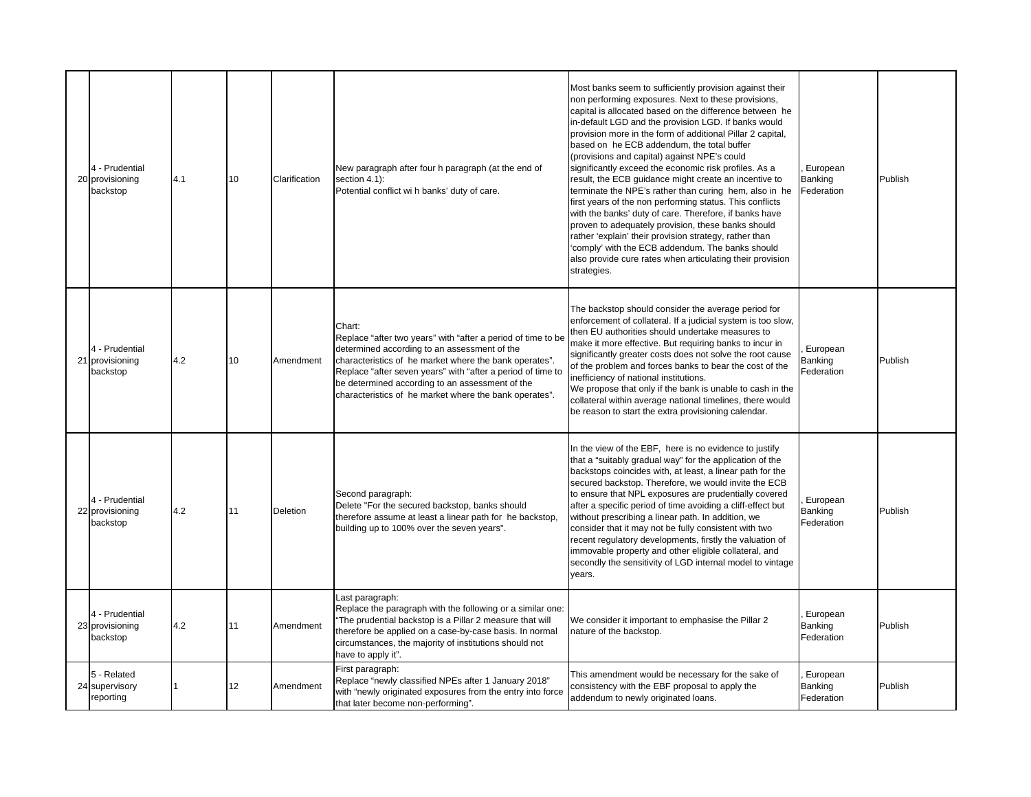| | | | | | | | | |
|---|---|---|---|---|---|---|---|---|
| 20 | 4 - Prudential provisioning backstop | 4.1 | 10 | Clarification | New paragraph after four h paragraph (at the end of section 4.1):<br>Potential conflict wi h banks' duty of care. | Most banks seem to sufficiently provision against their non performing exposures. Next to these provisions, capital is allocated based on the difference between he in-default LGD and the provision LGD. If banks would provision more in the form of additional Pillar 2 capital, based on he ECB addendum, the total buffer (provisions and capital) against NPE's could significantly exceed the economic risk profiles. As a result, the ECB guidance might create an incentive to terminate the NPE's rather than curing hem, also in he first years of the non performing status. This conflicts with the banks' duty of care. Therefore, if banks have proven to adequately provision, these banks should rather 'explain' their provision strategy, rather than 'comply' with the ECB addendum. The banks should also provide cure rates when articulating their provision strategies. | , European Banking Federation | Publish |
| 21 | 4 - Prudential provisioning backstop | 4.2 | 10 | Amendment | Chart:<br>Replace "after two years" with "after a period of time to be determined according to an assessment of the characteristics of he market where the bank operates".<br>Replace "after seven years" with "after a period of time to be determined according to an assessment of the characteristics of he market where the bank operates". | The backstop should consider the average period for enforcement of collateral. If a judicial system is too slow, then EU authorities should undertake measures to make it more effective. But requiring banks to incur in significantly greater costs does not solve the root cause of the problem and forces banks to bear the cost of the inefficiency of national institutions.<br>We propose that only if the bank is unable to cash in the collateral within average national timelines, there would be reason to start the extra provisioning calendar. | , European Banking Federation | Publish |
| 22 | 4 - Prudential provisioning backstop | 4.2 | 11 | Deletion | Second paragraph:<br>Delete "For the secured backstop, banks should therefore assume at least a linear path for he backstop, building up to 100% over the seven years". | In the view of the EBF, here is no evidence to justify that a "suitably gradual way" for the application of the backstops coincides with, at least, a linear path for the secured backstop. Therefore, we would invite the ECB to ensure that NPL exposures are prudentially covered after a specific period of time avoiding a cliff-effect but without prescribing a linear path. In addition, we consider that it may not be fully consistent with two recent regulatory developments, firstly the valuation of immovable property and other eligible collateral, and secondly the sensitivity of LGD internal model to vintage years. | , European Banking Federation | Publish |
| 23 | 4 - Prudential provisioning backstop | 4.2 | 11 | Amendment | Last paragraph:<br>Replace the paragraph with the following or a similar one: "The prudential backstop is a Pillar 2 measure that will therefore be applied on a case-by-case basis. In normal circumstances, the majority of institutions should not have to apply it". | We consider it important to emphasise the Pillar 2 nature of the backstop. | , European Banking Federation | Publish |
| 24 | 5 - Related supervisory reporting | 1 | 12 | Amendment | First paragraph:<br>Replace "newly classified NPEs after 1 January 2018" with "newly originated exposures from the entry into force that later become non-performing". | This amendment would be necessary for the sake of consistency with the EBF proposal to apply the addendum to newly originated loans. | , European Banking Federation | Publish |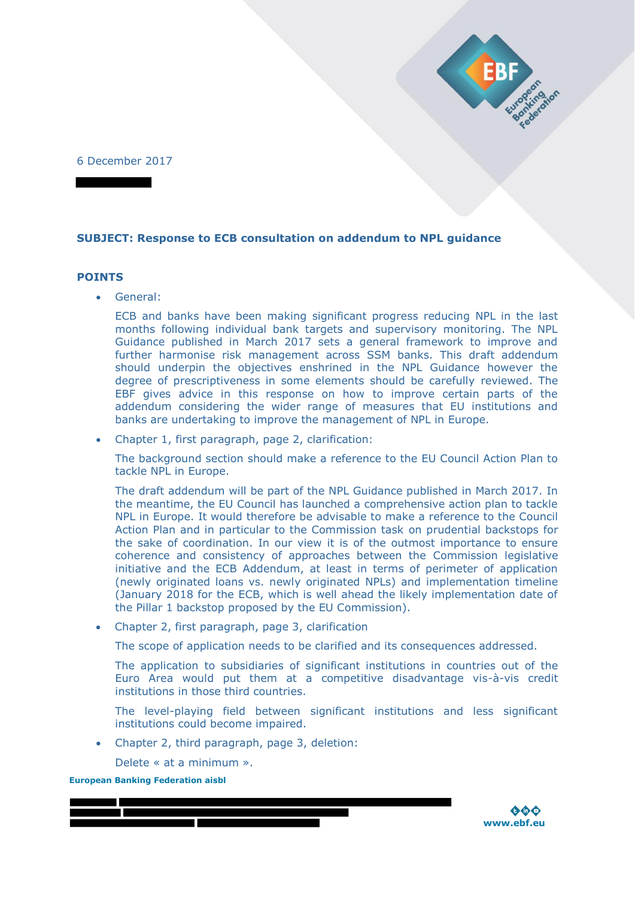6 December 2017

**SUBJECT: Response to ECB consultation on addendum to NPL guidance**

## POINTS

- General:

  ECB and banks have been making significant progress reducing NPL in the last months following individual bank targets and supervisory monitoring. The NPL Guidance published in March 2017 sets a general framework to improve and further harmonise risk management across SSM banks. This draft addendum should underpin the objectives enshrined in the NPL Guidance however the degree of prescriptiveness in some elements should be carefully reviewed. The EBF gives advice in this response on how to improve certain parts of the addendum considering the wider range of measures that EU institutions and banks are undertaking to improve the management of NPL in Europe.

- Chapter 1, first paragraph, page 2, clarification:

  The background section should make a reference to the EU Council Action Plan to tackle NPL in Europe.

  The draft addendum will be part of the NPL Guidance published in March 2017. In the meantime, the EU Council has launched a comprehensive action plan to tackle NPL in Europe. It would therefore be advisable to make a reference to the Council Action Plan and in particular to the Commission task on prudential backstops for the sake of coordination. In our view it is of the outmost importance to ensure coherence and consistency of approaches between the Commission legislative initiative and the ECB Addendum, at least in terms of perimeter of application (newly originated loans vs. newly originated NPLs) and implementation timeline (January 2018 for the ECB, which is well ahead the likely implementation date of the Pillar 1 backstop proposed by the EU Commission).

- Chapter 2, first paragraph, page 3, clarification

  The scope of application needs to be clarified and its consequences addressed.

  The application to subsidiaries of significant institutions in countries out of the Euro Area would put them at a competitive disadvantage vis-à-vis credit institutions in those third countries.

  The level-playing field between significant institutions and less significant institutions could become impaired.

- Chapter 2, third paragraph, page 3, deletion:

  Delete « at a minimum ».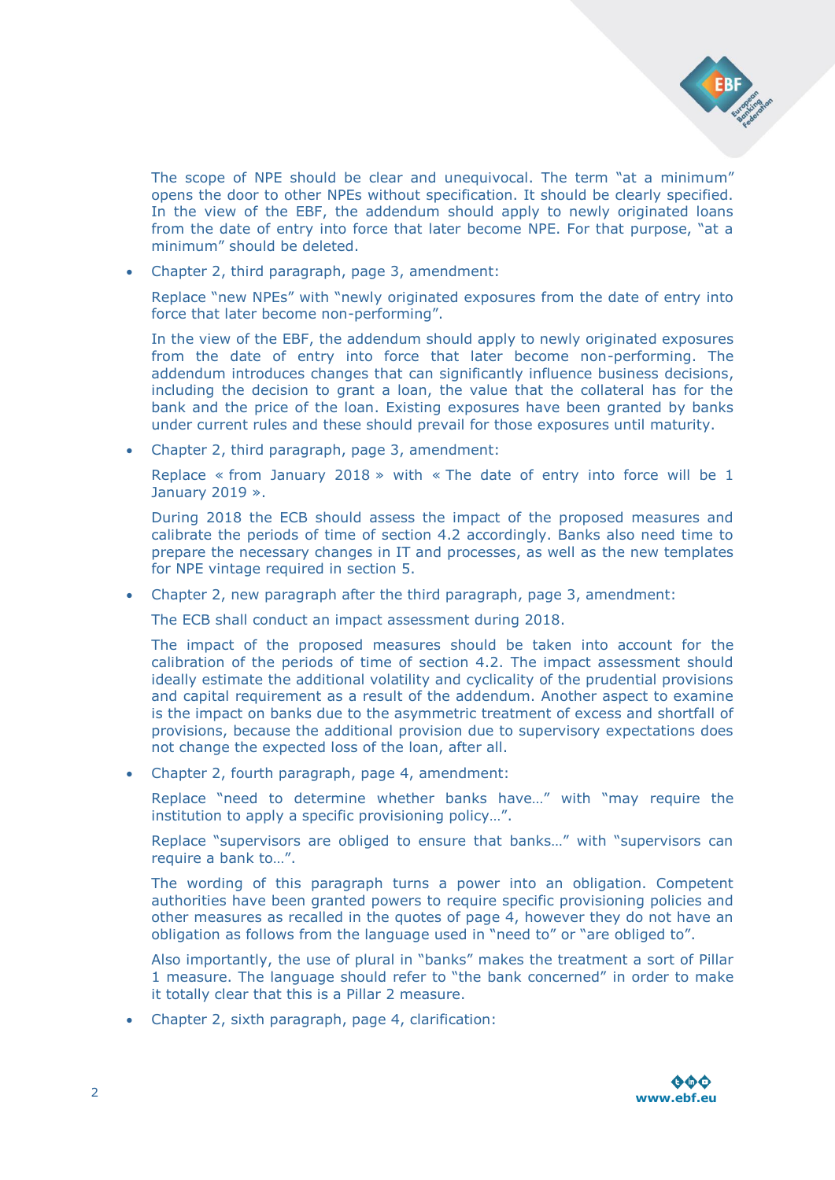The scope of NPE should be clear and unequivocal. The term "at a minimum" opens the door to other NPEs without specification. It should be clearly specified. In the view of the EBF, the addendum should apply to newly originated loans from the date of entry into force that later become NPE. For that purpose, "at a minimum" should be deleted.

- Chapter 2, third paragraph, page 3, amendment:

  Replace "new NPEs" with "newly originated exposures from the date of entry into force that later become non-performing".

  In the view of the EBF, the addendum should apply to newly originated exposures from the date of entry into force that later become non-performing. The addendum introduces changes that can significantly influence business decisions, including the decision to grant a loan, the value that the collateral has for the bank and the price of the loan. Existing exposures have been granted by banks under current rules and these should prevail for those exposures until maturity.

- Chapter 2, third paragraph, page 3, amendment:

  Replace « from January 2018 » with « The date of entry into force will be 1 January 2019 ».

  During 2018 the ECB should assess the impact of the proposed measures and calibrate the periods of time of section 4.2 accordingly. Banks also need time to prepare the necessary changes in IT and processes, as well as the new templates for NPE vintage required in section 5.

- Chapter 2, new paragraph after the third paragraph, page 3, amendment:

  The ECB shall conduct an impact assessment during 2018.

  The impact of the proposed measures should be taken into account for the calibration of the periods of time of section 4.2. The impact assessment should ideally estimate the additional volatility and cyclicality of the prudential provisions and capital requirement as a result of the addendum. Another aspect to examine is the impact on banks due to the asymmetric treatment of excess and shortfall of provisions, because the additional provision due to supervisory expectations does not change the expected loss of the loan, after all.

- Chapter 2, fourth paragraph, page 4, amendment:

  Replace "need to determine whether banks have…" with "may require the institution to apply a specific provisioning policy…".

  Replace "supervisors are obliged to ensure that banks…" with "supervisors can require a bank to…".

  The wording of this paragraph turns a power into an obligation. Competent authorities have been granted powers to require specific provisioning policies and other measures as recalled in the quotes of page 4, however they do not have an obligation as follows from the language used in "need to" or "are obliged to".

  Also importantly, the use of plural in "banks" makes the treatment a sort of Pillar 1 measure. The language should refer to "the bank concerned" in order to make it totally clear that this is a Pillar 2 measure.

- Chapter 2, sixth paragraph, page 4, clarification: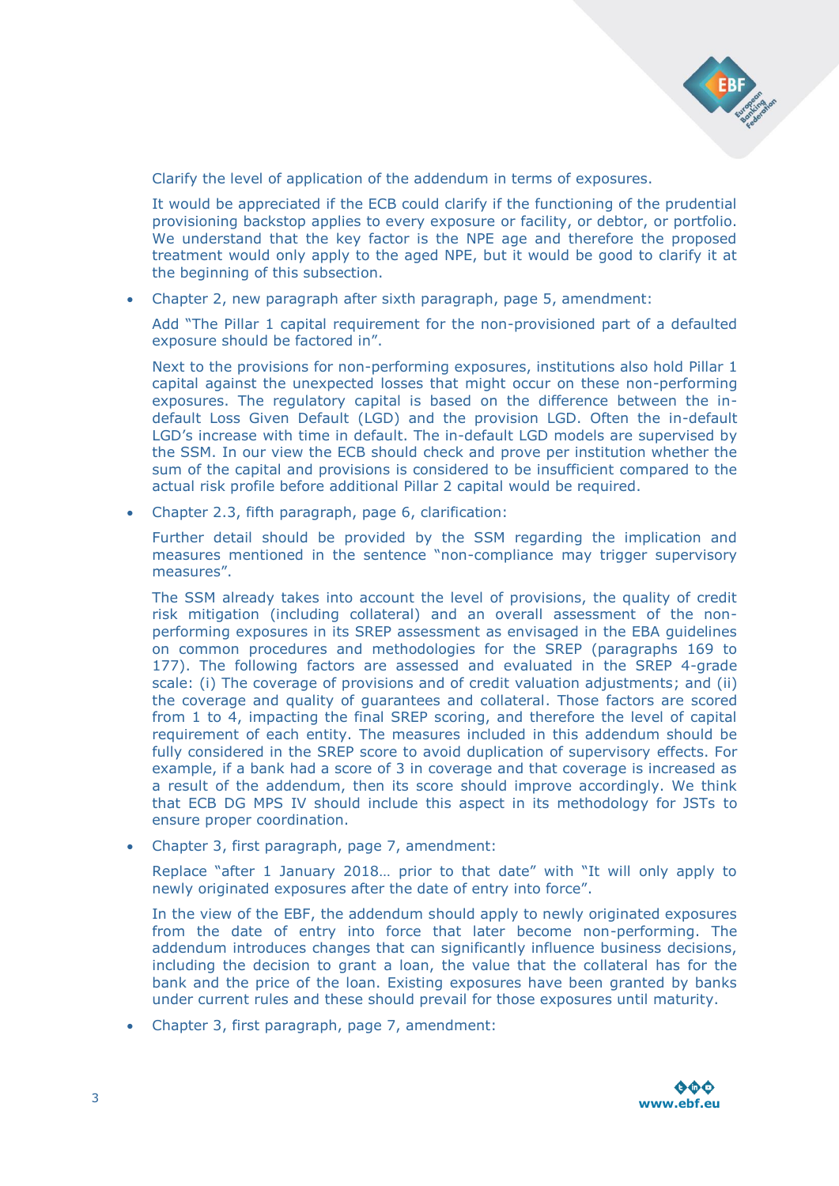Clarify the level of application of the addendum in terms of exposures.

It would be appreciated if the ECB could clarify if the functioning of the prudential provisioning backstop applies to every exposure or facility, or debtor, or portfolio. We understand that the key factor is the NPE age and therefore the proposed treatment would only apply to the aged NPE, but it would be good to clarify it at the beginning of this subsection.

- Chapter 2, new paragraph after sixth paragraph, page 5, amendment:

  Add "The Pillar 1 capital requirement for the non-provisioned part of a defaulted exposure should be factored in".

  Next to the provisions for non-performing exposures, institutions also hold Pillar 1 capital against the unexpected losses that might occur on these non-performing exposures. The regulatory capital is based on the difference between the in-default Loss Given Default (LGD) and the provision LGD. Often the in-default LGD's increase with time in default. The in-default LGD models are supervised by the SSM. In our view the ECB should check and prove per institution whether the sum of the capital and provisions is considered to be insufficient compared to the actual risk profile before additional Pillar 2 capital would be required.

- Chapter 2.3, fifth paragraph, page 6, clarification:

  Further detail should be provided by the SSM regarding the implication and measures mentioned in the sentence "non-compliance may trigger supervisory measures".

  The SSM already takes into account the level of provisions, the quality of credit risk mitigation (including collateral) and an overall assessment of the non-performing exposures in its SREP assessment as envisaged in the EBA guidelines on common procedures and methodologies for the SREP (paragraphs 169 to 177). The following factors are assessed and evaluated in the SREP 4-grade scale: (i) The coverage of provisions and of credit valuation adjustments; and (ii) the coverage and quality of guarantees and collateral. Those factors are scored from 1 to 4, impacting the final SREP scoring, and therefore the level of capital requirement of each entity. The measures included in this addendum should be fully considered in the SREP score to avoid duplication of supervisory effects. For example, if a bank had a score of 3 in coverage and that coverage is increased as a result of the addendum, then its score should improve accordingly. We think that ECB DG MPS IV should include this aspect in its methodology for JSTs to ensure proper coordination.

- Chapter 3, first paragraph, page 7, amendment:

  Replace "after 1 January 2018… prior to that date" with "It will only apply to newly originated exposures after the date of entry into force".

  In the view of the EBF, the addendum should apply to newly originated exposures from the date of entry into force that later become non-performing. The addendum introduces changes that can significantly influence business decisions, including the decision to grant a loan, the value that the collateral has for the bank and the price of the loan. Existing exposures have been granted by banks under current rules and these should prevail for those exposures until maturity.

- Chapter 3, first paragraph, page 7, amendment: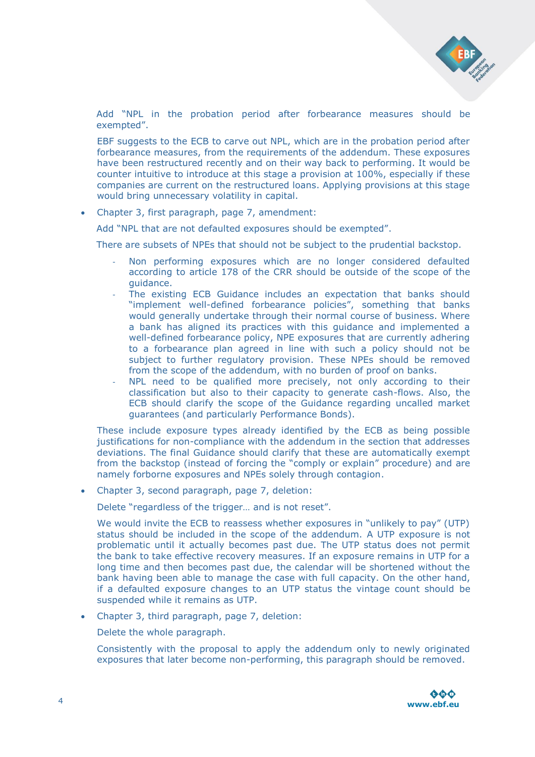Add "NPL in the probation period after forbearance measures should be exempted".

EBF suggests to the ECB to carve out NPL, which are in the probation period after forbearance measures, from the requirements of the addendum. These exposures have been restructured recently and on their way back to performing. It would be counter intuitive to introduce at this stage a provision at 100%, especially if these companies are current on the restructured loans. Applying provisions at this stage would bring unnecessary volatility in capital.

- Chapter 3, first paragraph, page 7, amendment:

  Add "NPL that are not defaulted exposures should be exempted".

  There are subsets of NPEs that should not be subject to the prudential backstop.

  - Non performing exposures which are no longer considered defaulted according to article 178 of the CRR should be outside of the scope of the guidance.
  - The existing ECB Guidance includes an expectation that banks should "implement well-defined forbearance policies", something that banks would generally undertake through their normal course of business. Where a bank has aligned its practices with this guidance and implemented a well-defined forbearance policy, NPE exposures that are currently adhering to a forbearance plan agreed in line with such a policy should not be subject to further regulatory provision. These NPEs should be removed from the scope of the addendum, with no burden of proof on banks.
  - NPL need to be qualified more precisely, not only according to their classification but also to their capacity to generate cash-flows. Also, the ECB should clarify the scope of the Guidance regarding uncalled market guarantees (and particularly Performance Bonds).

  These include exposure types already identified by the ECB as being possible justifications for non-compliance with the addendum in the section that addresses deviations. The final Guidance should clarify that these are automatically exempt from the backstop (instead of forcing the "comply or explain" procedure) and are namely forborne exposures and NPEs solely through contagion.

- Chapter 3, second paragraph, page 7, deletion:

  Delete "regardless of the trigger… and is not reset".

  We would invite the ECB to reassess whether exposures in "unlikely to pay" (UTP) status should be included in the scope of the addendum. A UTP exposure is not problematic until it actually becomes past due. The UTP status does not permit the bank to take effective recovery measures. If an exposure remains in UTP for a long time and then becomes past due, the calendar will be shortened without the bank having been able to manage the case with full capacity. On the other hand, if a defaulted exposure changes to an UTP status the vintage count should be suspended while it remains as UTP.

- Chapter 3, third paragraph, page 7, deletion:

  Delete the whole paragraph.

  Consistently with the proposal to apply the addendum only to newly originated exposures that later become non-performing, this paragraph should be removed.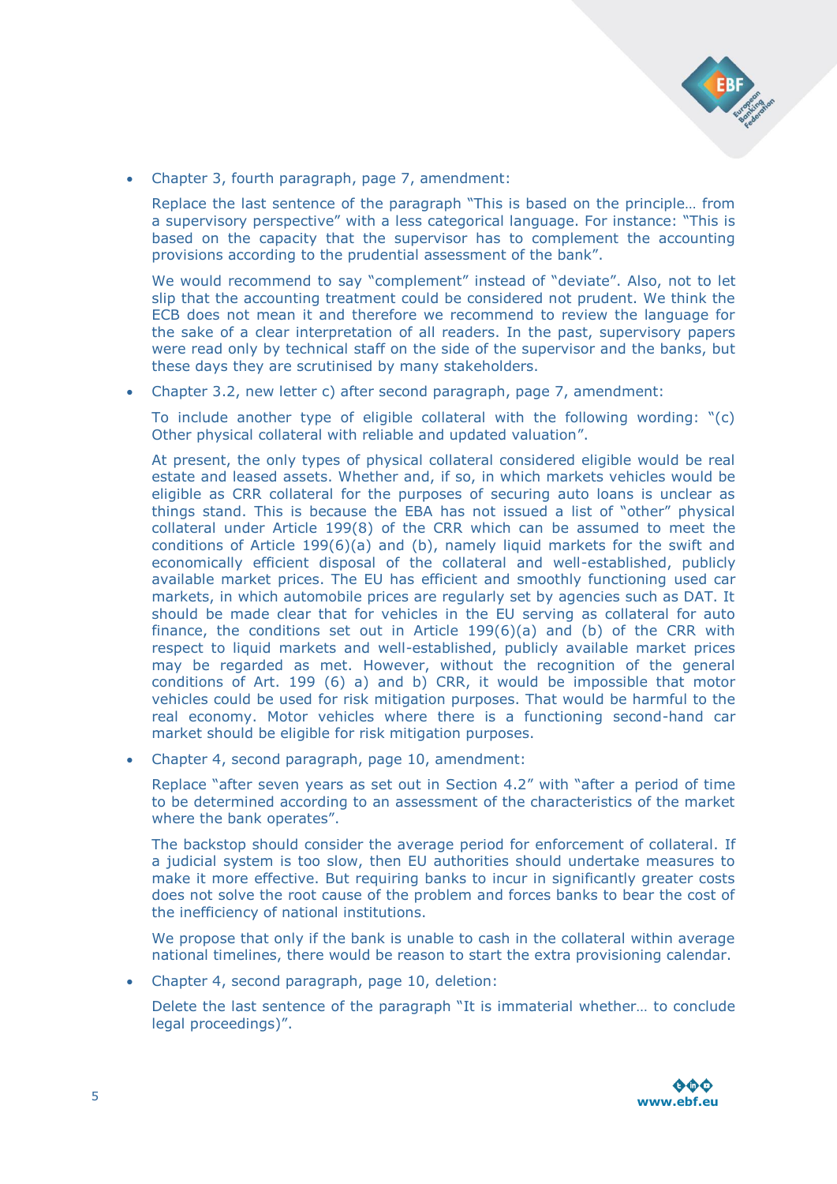- Chapter 3, fourth paragraph, page 7, amendment:

  Replace the last sentence of the paragraph "This is based on the principle… from a supervisory perspective" with a less categorical language. For instance: "This is based on the capacity that the supervisor has to complement the accounting provisions according to the prudential assessment of the bank".

  We would recommend to say "complement" instead of "deviate". Also, not to let slip that the accounting treatment could be considered not prudent. We think the ECB does not mean it and therefore we recommend to review the language for the sake of a clear interpretation of all readers. In the past, supervisory papers were read only by technical staff on the side of the supervisor and the banks, but these days they are scrutinised by many stakeholders.

- Chapter 3.2, new letter c) after second paragraph, page 7, amendment:

  To include another type of eligible collateral with the following wording: "(c) Other physical collateral with reliable and updated valuation".

  At present, the only types of physical collateral considered eligible would be real estate and leased assets. Whether and, if so, in which markets vehicles would be eligible as CRR collateral for the purposes of securing auto loans is unclear as things stand. This is because the EBA has not issued a list of "other" physical collateral under Article 199(8) of the CRR which can be assumed to meet the conditions of Article 199(6)(a) and (b), namely liquid markets for the swift and economically efficient disposal of the collateral and well-established, publicly available market prices. The EU has efficient and smoothly functioning used car markets, in which automobile prices are regularly set by agencies such as DAT. It should be made clear that for vehicles in the EU serving as collateral for auto finance, the conditions set out in Article 199(6)(a) and (b) of the CRR with respect to liquid markets and well-established, publicly available market prices may be regarded as met. However, without the recognition of the general conditions of Art. 199 (6) a) and b) CRR, it would be impossible that motor vehicles could be used for risk mitigation purposes. That would be harmful to the real economy. Motor vehicles where there is a functioning second-hand car market should be eligible for risk mitigation purposes.

- Chapter 4, second paragraph, page 10, amendment:

  Replace "after seven years as set out in Section 4.2" with "after a period of time to be determined according to an assessment of the characteristics of the market where the bank operates".

  The backstop should consider the average period for enforcement of collateral. If a judicial system is too slow, then EU authorities should undertake measures to make it more effective. But requiring banks to incur in significantly greater costs does not solve the root cause of the problem and forces banks to bear the cost of the inefficiency of national institutions.

  We propose that only if the bank is unable to cash in the collateral within average national timelines, there would be reason to start the extra provisioning calendar.

- Chapter 4, second paragraph, page 10, deletion:

  Delete the last sentence of the paragraph "It is immaterial whether… to conclude legal proceedings)".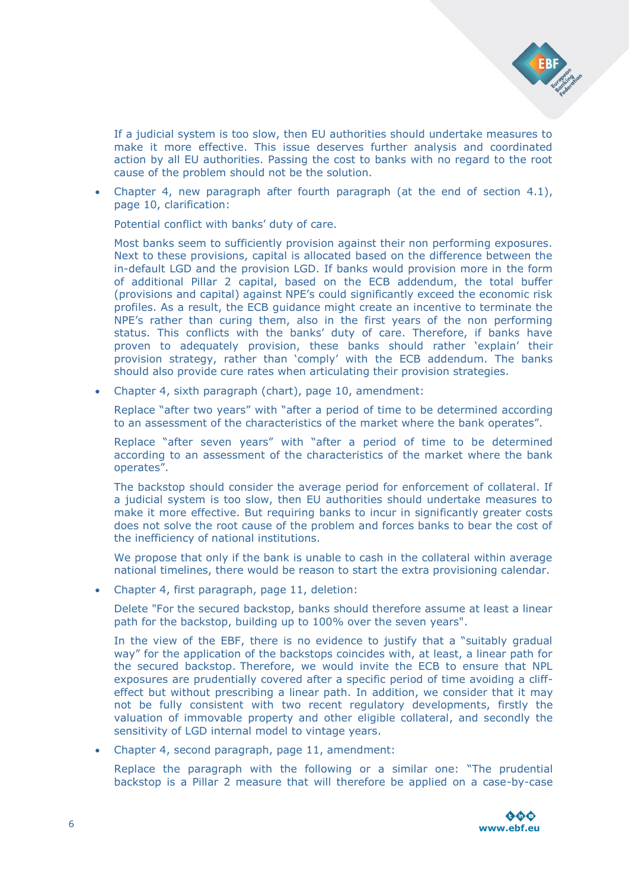If a judicial system is too slow, then EU authorities should undertake measures to make it more effective. This issue deserves further analysis and coordinated action by all EU authorities. Passing the cost to banks with no regard to the root cause of the problem should not be the solution.

- Chapter 4, new paragraph after fourth paragraph (at the end of section 4.1), page 10, clarification:

  Potential conflict with banks' duty of care.

  Most banks seem to sufficiently provision against their non performing exposures. Next to these provisions, capital is allocated based on the difference between the in-default LGD and the provision LGD. If banks would provision more in the form of additional Pillar 2 capital, based on the ECB addendum, the total buffer (provisions and capital) against NPE's could significantly exceed the economic risk profiles. As a result, the ECB guidance might create an incentive to terminate the NPE's rather than curing them, also in the first years of the non performing status. This conflicts with the banks' duty of care. Therefore, if banks have proven to adequately provision, these banks should rather 'explain' their provision strategy, rather than 'comply' with the ECB addendum. The banks should also provide cure rates when articulating their provision strategies.

- Chapter 4, sixth paragraph (chart), page 10, amendment:

  Replace "after two years" with "after a period of time to be determined according to an assessment of the characteristics of the market where the bank operates".

  Replace "after seven years" with "after a period of time to be determined according to an assessment of the characteristics of the market where the bank operates".

  The backstop should consider the average period for enforcement of collateral. If a judicial system is too slow, then EU authorities should undertake measures to make it more effective. But requiring banks to incur in significantly greater costs does not solve the root cause of the problem and forces banks to bear the cost of the inefficiency of national institutions.

  We propose that only if the bank is unable to cash in the collateral within average national timelines, there would be reason to start the extra provisioning calendar.

- Chapter 4, first paragraph, page 11, deletion:

  Delete "For the secured backstop, banks should therefore assume at least a linear path for the backstop, building up to 100% over the seven years".

  In the view of the EBF, there is no evidence to justify that a "suitably gradual way" for the application of the backstops coincides with, at least, a linear path for the secured backstop. Therefore, we would invite the ECB to ensure that NPL exposures are prudentially covered after a specific period of time avoiding a cliff-effect but without prescribing a linear path. In addition, we consider that it may not be fully consistent with two recent regulatory developments, firstly the valuation of immovable property and other eligible collateral, and secondly the sensitivity of LGD internal model to vintage years.

- Chapter 4, second paragraph, page 11, amendment:

  Replace the paragraph with the following or a similar one: "The prudential backstop is a Pillar 2 measure that will therefore be applied on a case-by-case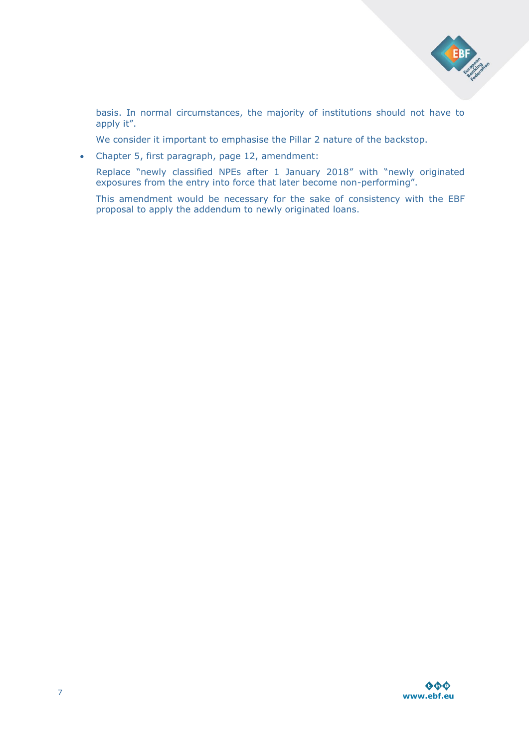basis. In normal circumstances, the majority of institutions should not have to apply it".

We consider it important to emphasise the Pillar 2 nature of the backstop.

- Chapter 5, first paragraph, page 12, amendment:

  Replace "newly classified NPEs after 1 January 2018" with "newly originated exposures from the entry into force that later become non-performing".

  This amendment would be necessary for the sake of consistency with the EBF proposal to apply the addendum to newly originated loans.